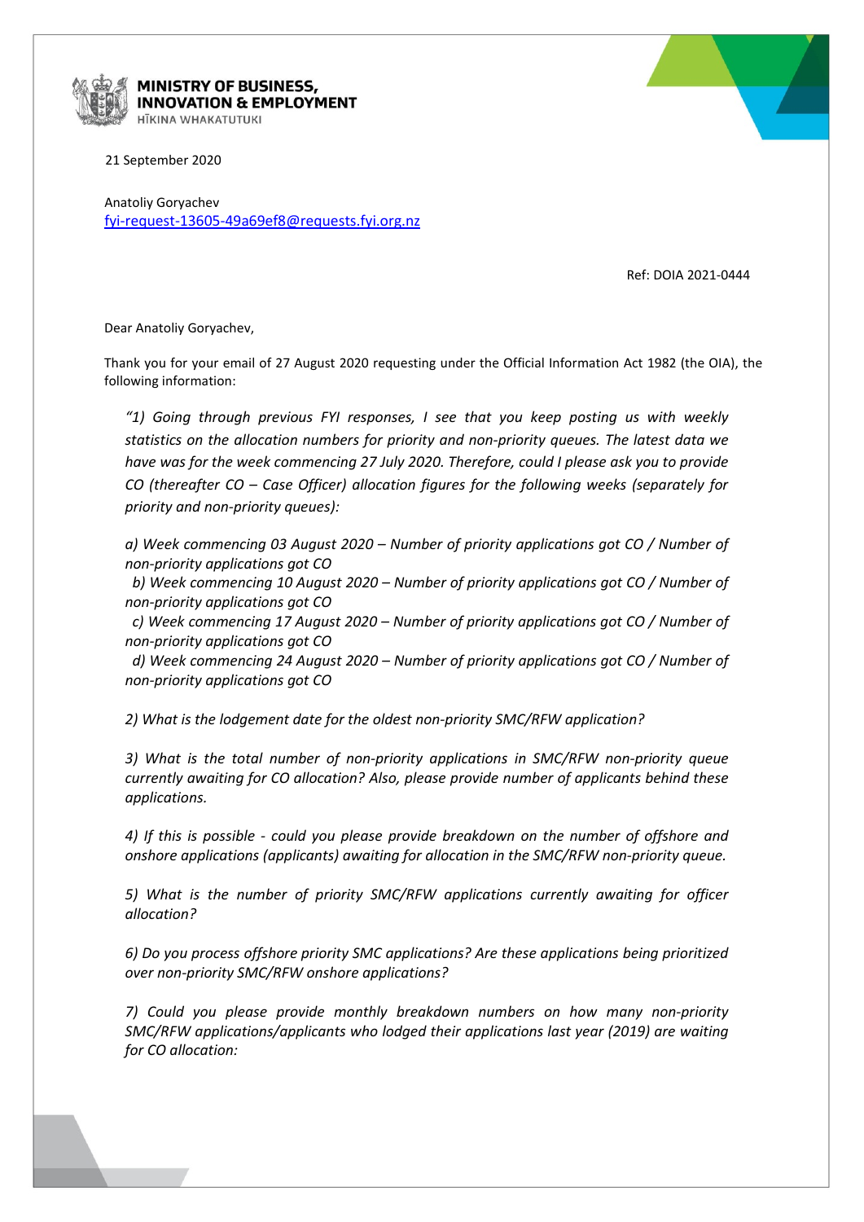**MINISTRY OF BUSINESS, INNOVATION & EMPLOYMENT**
HĪKINA WHAKATUTUKI

21 September 2020

Anatoliy Goryachev
fyi-request-13605-49a69ef8@requests.fyi.org.nz

Ref: DOIA 2021-0444

Dear Anatoliy Goryachev,

Thank you for your email of 27 August 2020 requesting under the Official Information Act 1982 (the OIA), the following information:

> *"1) Going through previous FYI responses, I see that you keep posting us with weekly statistics on the allocation numbers for priority and non-priority queues. The latest data we have was for the week commencing 27 July 2020. Therefore, could I please ask you to provide CO (thereafter CO – Case Officer) allocation figures for the following weeks (separately for priority and non-priority queues):*
>
> *a) Week commencing 03 August 2020 – Number of priority applications got CO / Number of non-priority applications got CO*
> *b) Week commencing 10 August 2020 – Number of priority applications got CO / Number of non-priority applications got CO*
> *c) Week commencing 17 August 2020 – Number of priority applications got CO / Number of non-priority applications got CO*
> *d) Week commencing 24 August 2020 – Number of priority applications got CO / Number of non-priority applications got CO*
>
> *2) What is the lodgement date for the oldest non-priority SMC/RFW application?*
>
> *3) What is the total number of non-priority applications in SMC/RFW non-priority queue currently awaiting for CO allocation? Also, please provide number of applicants behind these applications.*
>
> *4) If this is possible - could you please provide breakdown on the number of offshore and onshore applications (applicants) awaiting for allocation in the SMC/RFW non-priority queue.*
>
> *5) What is the number of priority SMC/RFW applications currently awaiting for officer allocation?*
>
> *6) Do you process offshore priority SMC applications? Are these applications being prioritized over non-priority SMC/RFW onshore applications?*
>
> *7) Could you please provide monthly breakdown numbers on how many non-priority SMC/RFW applications/applicants who lodged their applications last year (2019) are waiting for CO allocation:*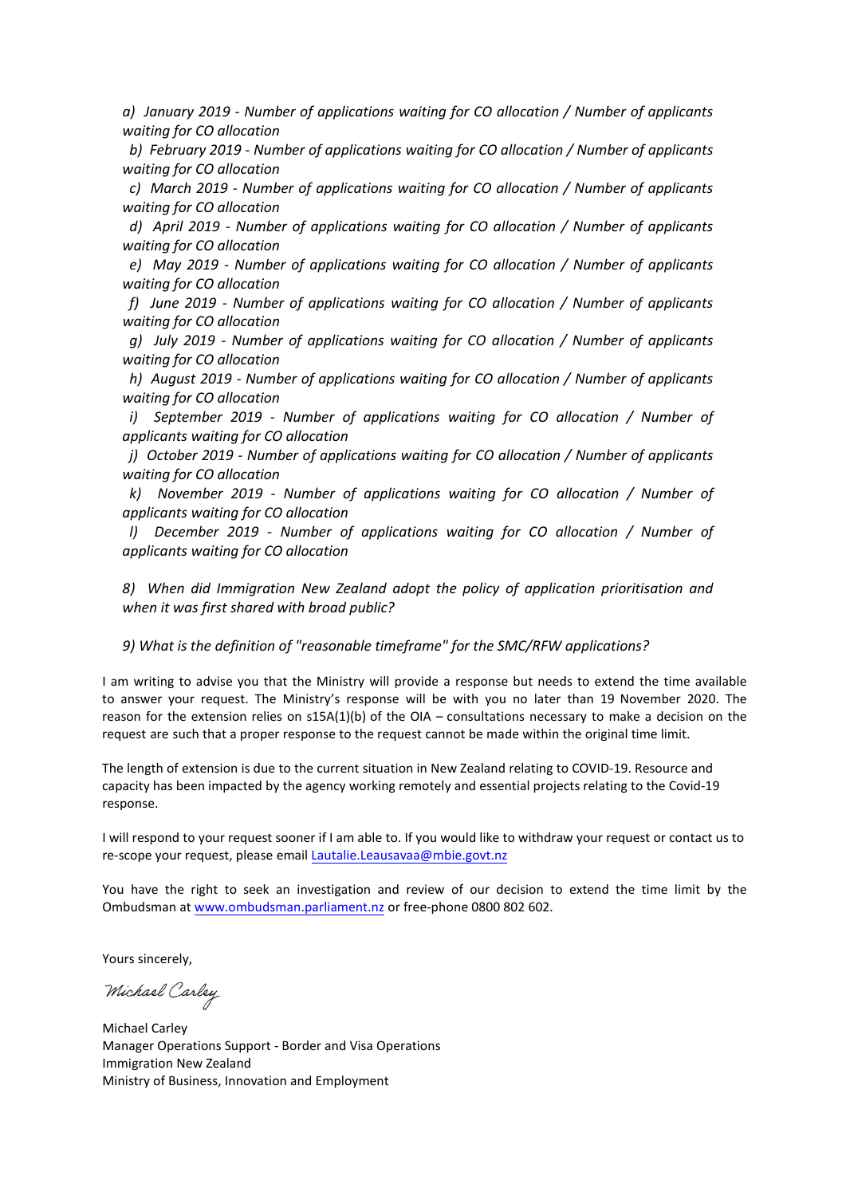*a) January 2019 - Number of applications waiting for CO allocation / Number of applicants waiting for CO allocation*

*b) February 2019 - Number of applications waiting for CO allocation / Number of applicants waiting for CO allocation*

*c) March 2019 - Number of applications waiting for CO allocation / Number of applicants waiting for CO allocation*

*d) April 2019 - Number of applications waiting for CO allocation / Number of applicants waiting for CO allocation*

*e) May 2019 - Number of applications waiting for CO allocation / Number of applicants waiting for CO allocation*

*f) June 2019 - Number of applications waiting for CO allocation / Number of applicants waiting for CO allocation*

*g) July 2019 - Number of applications waiting for CO allocation / Number of applicants waiting for CO allocation*

*h) August 2019 - Number of applications waiting for CO allocation / Number of applicants waiting for CO allocation*

*i) September 2019 - Number of applications waiting for CO allocation / Number of applicants waiting for CO allocation*

*j) October 2019 - Number of applications waiting for CO allocation / Number of applicants waiting for CO allocation*

*k) November 2019 - Number of applications waiting for CO allocation / Number of applicants waiting for CO allocation*

*l) December 2019 - Number of applications waiting for CO allocation / Number of applicants waiting for CO allocation*

*8) When did Immigration New Zealand adopt the policy of application prioritisation and when it was first shared with broad public?*

*9) What is the definition of "reasonable timeframe" for the SMC/RFW applications?*

I am writing to advise you that the Ministry will provide a response but needs to extend the time available to answer your request. The Ministry's response will be with you no later than 19 November 2020. The reason for the extension relies on s15A(1)(b) of the OIA – consultations necessary to make a decision on the request are such that a proper response to the request cannot be made within the original time limit.

The length of extension is due to the current situation in New Zealand relating to COVID-19. Resource and capacity has been impacted by the agency working remotely and essential projects relating to the Covid-19 response.

I will respond to your request sooner if I am able to. If you would like to withdraw your request or contact us to re-scope your request, please email Lautalie.Leausavaa@mbie.govt.nz

You have the right to seek an investigation and review of our decision to extend the time limit by the Ombudsman at www.ombudsman.parliament.nz or free-phone 0800 802 602.

Yours sincerely,

*Michael Carley*

Michael Carley
Manager Operations Support - Border and Visa Operations
Immigration New Zealand
Ministry of Business, Innovation and Employment